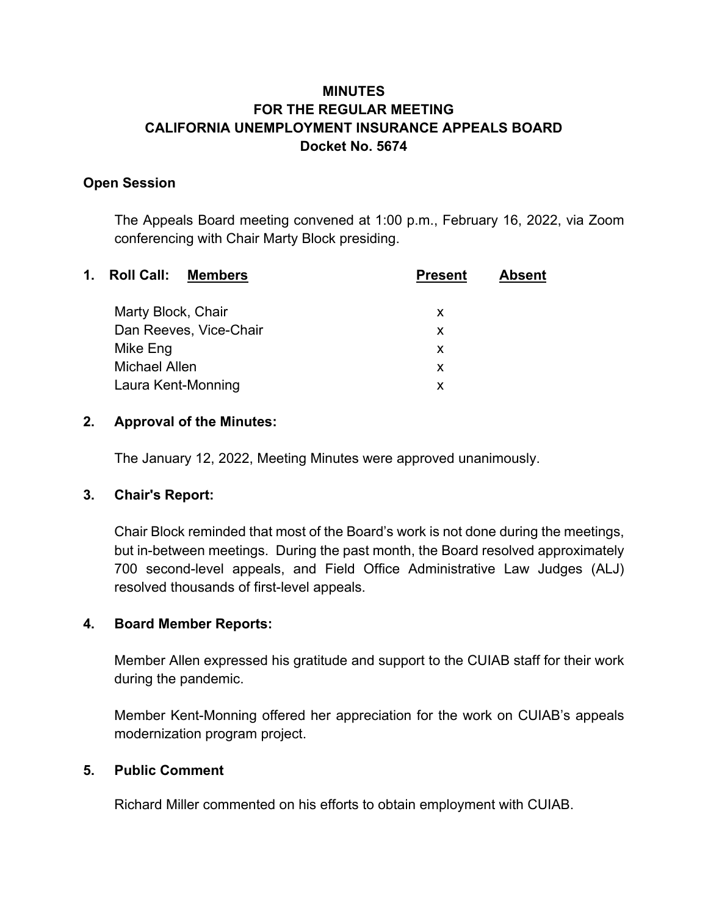# MINUTES
# FOR THE REGULAR MEETING
# CALIFORNIA UNEMPLOYMENT INSURANCE APPEALS BOARD
# Docket No. 5674

## Open Session

The Appeals Board meeting convened at 1:00 p.m., February 16, 2022, via Zoom conferencing with Chair Marty Block presiding.

## 1. Roll Call:

| Members | Present | Absent |
|---|---|---|
| Marty Block, Chair | x | |
| Dan Reeves, Vice-Chair | x | |
| Mike Eng | x | |
| Michael Allen | x | |
| Laura Kent-Monning | x | |

## 2. Approval of the Minutes:

The January 12, 2022, Meeting Minutes were approved unanimously.

## 3. Chair's Report:

Chair Block reminded that most of the Board's work is not done during the meetings, but in-between meetings. During the past month, the Board resolved approximately 700 second-level appeals, and Field Office Administrative Law Judges (ALJ) resolved thousands of first-level appeals.

## 4. Board Member Reports:

Member Allen expressed his gratitude and support to the CUIAB staff for their work during the pandemic.

Member Kent-Monning offered her appreciation for the work on CUIAB's appeals modernization program project.

## 5. Public Comment

Richard Miller commented on his efforts to obtain employment with CUIAB.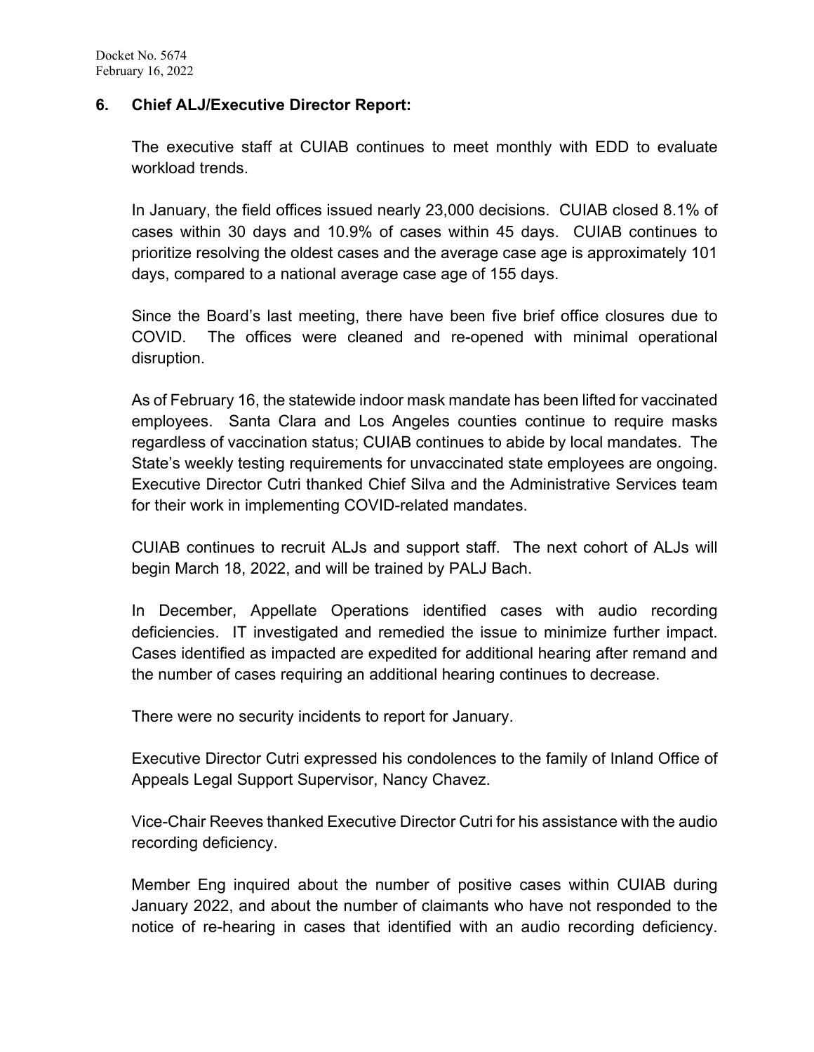## 6. Chief ALJ/Executive Director Report:

The executive staff at CUIAB continues to meet monthly with EDD to evaluate workload trends.

In January, the field offices issued nearly 23,000 decisions. CUIAB closed 8.1% of cases within 30 days and 10.9% of cases within 45 days. CUIAB continues to prioritize resolving the oldest cases and the average case age is approximately 101 days, compared to a national average case age of 155 days.

Since the Board's last meeting, there have been five brief office closures due to COVID. The offices were cleaned and re-opened with minimal operational disruption.

As of February 16, the statewide indoor mask mandate has been lifted for vaccinated employees. Santa Clara and Los Angeles counties continue to require masks regardless of vaccination status; CUIAB continues to abide by local mandates. The State's weekly testing requirements for unvaccinated state employees are ongoing. Executive Director Cutri thanked Chief Silva and the Administrative Services team for their work in implementing COVID-related mandates.

CUIAB continues to recruit ALJs and support staff. The next cohort of ALJs will begin March 18, 2022, and will be trained by PALJ Bach.

In December, Appellate Operations identified cases with audio recording deficiencies. IT investigated and remedied the issue to minimize further impact. Cases identified as impacted are expedited for additional hearing after remand and the number of cases requiring an additional hearing continues to decrease.

There were no security incidents to report for January.

Executive Director Cutri expressed his condolences to the family of Inland Office of Appeals Legal Support Supervisor, Nancy Chavez.

Vice-Chair Reeves thanked Executive Director Cutri for his assistance with the audio recording deficiency.

Member Eng inquired about the number of positive cases within CUIAB during January 2022, and about the number of claimants who have not responded to the notice of re-hearing in cases that identified with an audio recording deficiency.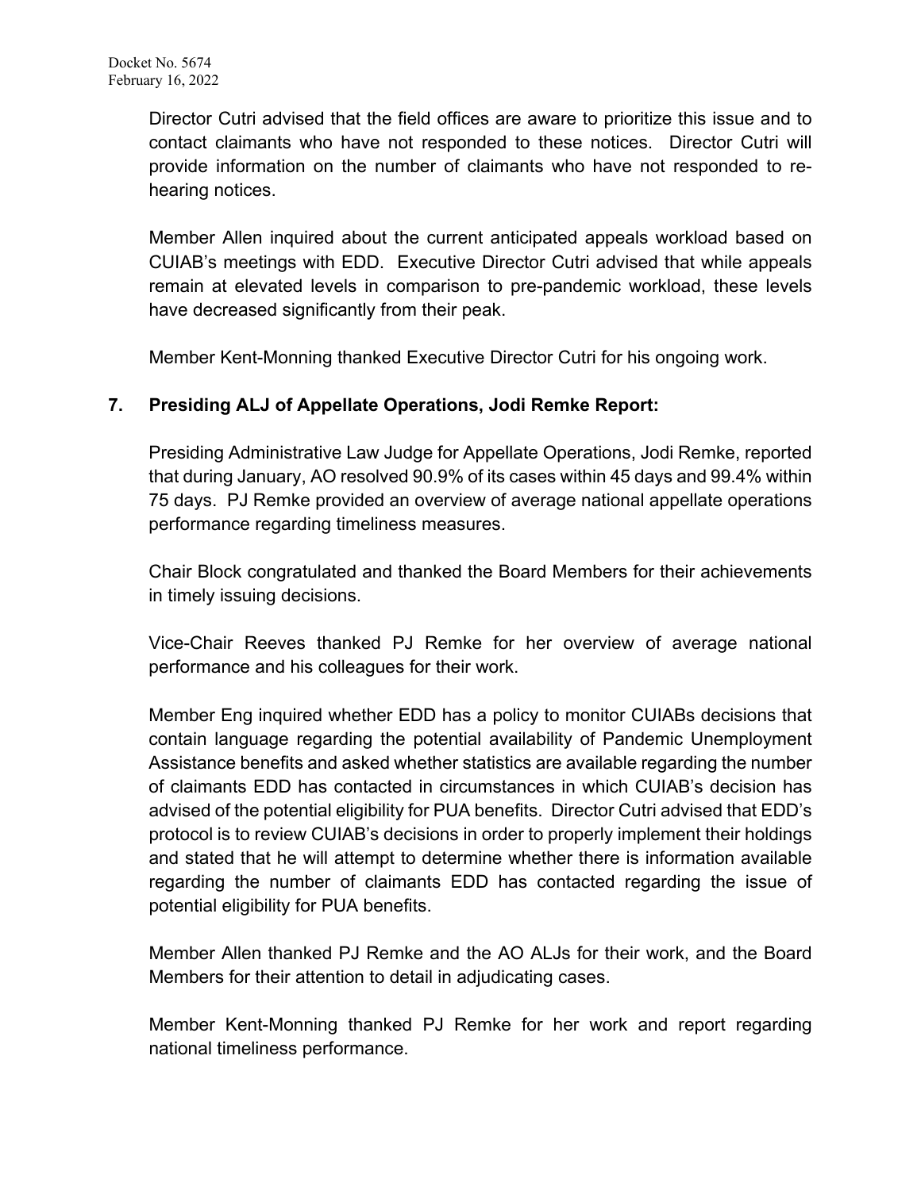Director Cutri advised that the field offices are aware to prioritize this issue and to contact claimants who have not responded to these notices. Director Cutri will provide information on the number of claimants who have not responded to re-hearing notices.

Member Allen inquired about the current anticipated appeals workload based on CUIAB's meetings with EDD. Executive Director Cutri advised that while appeals remain at elevated levels in comparison to pre-pandemic workload, these levels have decreased significantly from their peak.

Member Kent-Monning thanked Executive Director Cutri for his ongoing work.

**7. Presiding ALJ of Appellate Operations, Jodi Remke Report:**

Presiding Administrative Law Judge for Appellate Operations, Jodi Remke, reported that during January, AO resolved 90.9% of its cases within 45 days and 99.4% within 75 days. PJ Remke provided an overview of average national appellate operations performance regarding timeliness measures.

Chair Block congratulated and thanked the Board Members for their achievements in timely issuing decisions.

Vice-Chair Reeves thanked PJ Remke for her overview of average national performance and his colleagues for their work.

Member Eng inquired whether EDD has a policy to monitor CUIABs decisions that contain language regarding the potential availability of Pandemic Unemployment Assistance benefits and asked whether statistics are available regarding the number of claimants EDD has contacted in circumstances in which CUIAB's decision has advised of the potential eligibility for PUA benefits. Director Cutri advised that EDD's protocol is to review CUIAB's decisions in order to properly implement their holdings and stated that he will attempt to determine whether there is information available regarding the number of claimants EDD has contacted regarding the issue of potential eligibility for PUA benefits.

Member Allen thanked PJ Remke and the AO ALJs for their work, and the Board Members for their attention to detail in adjudicating cases.

Member Kent-Monning thanked PJ Remke for her work and report regarding national timeliness performance.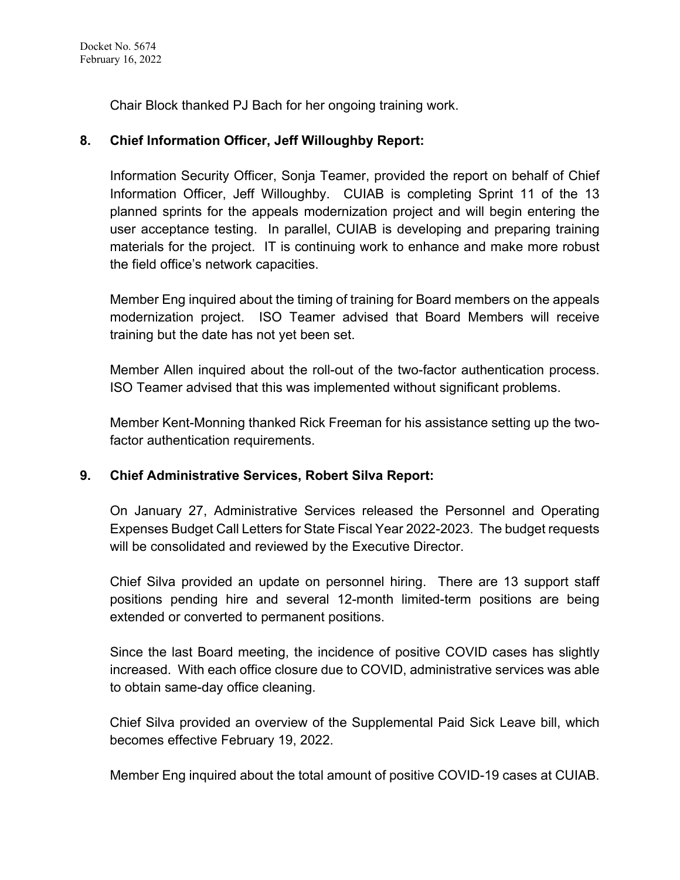Chair Block thanked PJ Bach for her ongoing training work.

**8. Chief Information Officer, Jeff Willoughby Report:**

Information Security Officer, Sonja Teamer, provided the report on behalf of Chief Information Officer, Jeff Willoughby. CUIAB is completing Sprint 11 of the 13 planned sprints for the appeals modernization project and will begin entering the user acceptance testing. In parallel, CUIAB is developing and preparing training materials for the project. IT is continuing work to enhance and make more robust the field office's network capacities.

Member Eng inquired about the timing of training for Board members on the appeals modernization project. ISO Teamer advised that Board Members will receive training but the date has not yet been set.

Member Allen inquired about the roll-out of the two-factor authentication process. ISO Teamer advised that this was implemented without significant problems.

Member Kent-Monning thanked Rick Freeman for his assistance setting up the two-factor authentication requirements.

**9. Chief Administrative Services, Robert Silva Report:**

On January 27, Administrative Services released the Personnel and Operating Expenses Budget Call Letters for State Fiscal Year 2022-2023. The budget requests will be consolidated and reviewed by the Executive Director.

Chief Silva provided an update on personnel hiring. There are 13 support staff positions pending hire and several 12-month limited-term positions are being extended or converted to permanent positions.

Since the last Board meeting, the incidence of positive COVID cases has slightly increased. With each office closure due to COVID, administrative services was able to obtain same-day office cleaning.

Chief Silva provided an overview of the Supplemental Paid Sick Leave bill, which becomes effective February 19, 2022.

Member Eng inquired about the total amount of positive COVID-19 cases at CUIAB.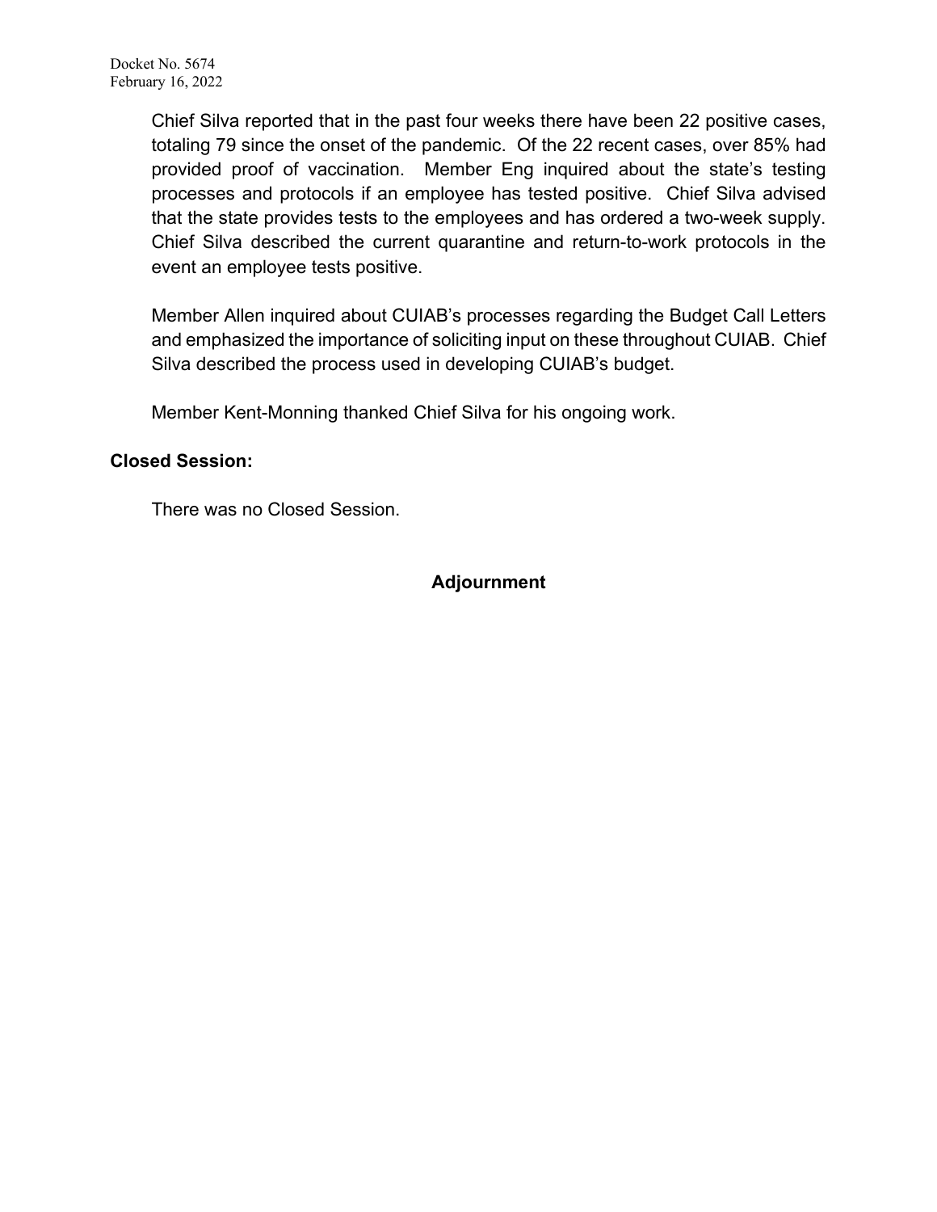Chief Silva reported that in the past four weeks there have been 22 positive cases, totaling 79 since the onset of the pandemic. Of the 22 recent cases, over 85% had provided proof of vaccination. Member Eng inquired about the state's testing processes and protocols if an employee has tested positive. Chief Silva advised that the state provides tests to the employees and has ordered a two-week supply. Chief Silva described the current quarantine and return-to-work protocols in the event an employee tests positive.

Member Allen inquired about CUIAB's processes regarding the Budget Call Letters and emphasized the importance of soliciting input on these throughout CUIAB. Chief Silva described the process used in developing CUIAB's budget.

Member Kent-Monning thanked Chief Silva for his ongoing work.

**Closed Session:**

There was no Closed Session.

**Adjournment**